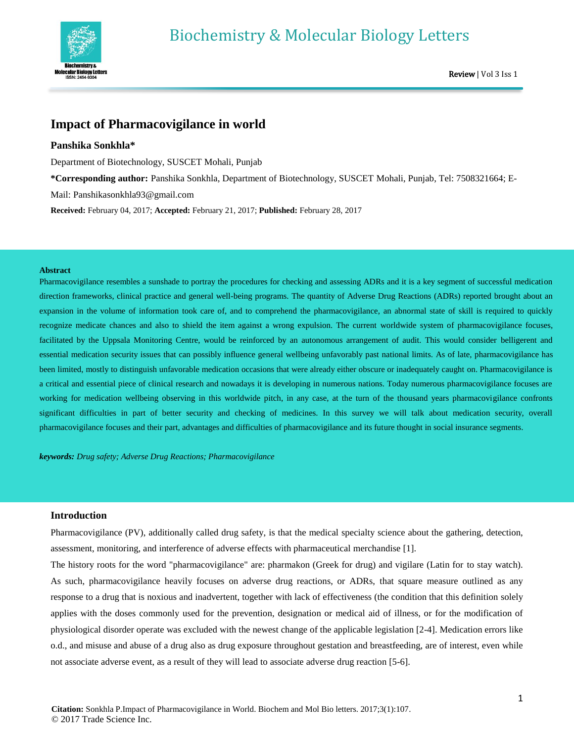# Impact of Pharmacovigilance in world

**Panshika Sonkhla***

Department of Biotechnology, SUSCET Mohali, Punjab

***Corresponding author:** Panshika Sonkhla, Department of Biotechnology, SUSCET Mohali, Punjab, Tel: 7508321664; E-Mail: Panshikasonkhla93@gmail.com

**Received:** February 04, 2017; **Accepted:** February 21, 2017; **Published:** February 28, 2017

## Abstract

Pharmacovigilance resembles a sunshade to portray the procedures for checking and assessing ADRs and it is a key segment of successful medication direction frameworks, clinical practice and general well-being programs. The quantity of Adverse Drug Reactions (ADRs) reported brought about an expansion in the volume of information took care of, and to comprehend the pharmacovigilance, an abnormal state of skill is required to quickly recognize medicate chances and also to shield the item against a wrong expulsion. The current worldwide system of pharmacovigilance focuses, facilitated by the Uppsala Monitoring Centre, would be reinforced by an autonomous arrangement of audit. This would consider belligerent and essential medication security issues that can possibly influence general wellbeing unfavorably past national limits. As of late, pharmacovigilance has been limited, mostly to distinguish unfavorable medication occasions that were already either obscure or inadequately caught on. Pharmacovigilance is a critical and essential piece of clinical research and nowadays it is developing in numerous nations. Today numerous pharmacovigilance focuses are working for medication wellbeing observing in this worldwide pitch, in any case, at the turn of the thousand years pharmacovigilance confronts significant difficulties in part of better security and checking of medicines. In this survey we will talk about medication security, overall pharmacovigilance focuses and their part, advantages and difficulties of pharmacovigilance and its future thought in social insurance segments.

***keywords:*** *Drug safety; Adverse Drug Reactions; Pharmacovigilance*

## Introduction

Pharmacovigilance (PV), additionally called drug safety, is that the medical specialty science about the gathering, detection, assessment, monitoring, and interference of adverse effects with pharmaceutical merchandise [1].

The history roots for the word "pharmacovigilance" are: pharmakon (Greek for drug) and vigilare (Latin for to stay watch). As such, pharmacovigilance heavily focuses on adverse drug reactions, or ADRs, that square measure outlined as any response to a drug that is noxious and inadvertent, together with lack of effectiveness (the condition that this definition solely applies with the doses commonly used for the prevention, designation or medical aid of illness, or for the modification of physiological disorder operate was excluded with the newest change of the applicable legislation [2-4]. Medication errors like o.d., and misuse and abuse of a drug also as drug exposure throughout gestation and breastfeeding, are of interest, even while not associate adverse event, as a result of they will lead to associate adverse drug reaction [5-6].

**Citation:** Sonkhla P.Impact of Pharmacovigilance in World. Biochem and Mol Bio letters. 2017;3(1):107.
© 2017 Trade Science Inc.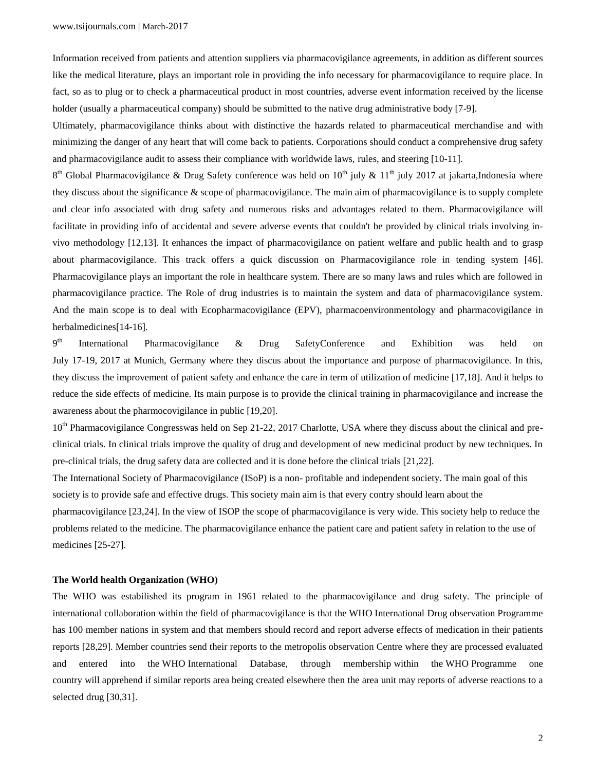Information received from patients and attention suppliers via pharmacovigilance agreements, in addition as different sources like the medical literature, plays an important role in providing the info necessary for pharmacovigilance to require place. In fact, so as to plug or to check a pharmaceutical product in most countries, adverse event information received by the license holder (usually a pharmaceutical company) should be submitted to the native drug administrative body [7-9].

Ultimately, pharmacovigilance thinks about with distinctive the hazards related to pharmaceutical merchandise and with minimizing the danger of any heart that will come back to patients. Corporations should conduct a comprehensive drug safety and pharmacovigilance audit to assess their compliance with worldwide laws, rules, and steering [10-11].

8th Global Pharmacovigilance & Drug Safety conference was held on 10th july & 11th july 2017 at jakarta,Indonesia where they discuss about the significance & scope of pharmacovigilance. The main aim of pharmacovigilance is to supply complete and clear info associated with drug safety and numerous risks and advantages related to them. Pharmacovigilance will facilitate in providing info of accidental and severe adverse events that couldn't be provided by clinical trials involving in-vivo methodology [12,13]. It enhances the impact of pharmacovigilance on patient welfare and public health and to grasp about pharmacovigilance. This track offers a quick discussion on Pharmacovigilance role in tending system [46]. Pharmacovigilance plays an important the role in healthcare system. There are so many laws and rules which are followed in pharmacovigilance practice. The Role of drug industries is to maintain the system and data of pharmacovigilance system. And the main scope is to deal with Ecopharmacovigilance (EPV), pharmacoenvironmentology and pharmacovigilance in herbalmedicines[14-16].

9th International Pharmacovigilance & Drug SafetyConference and Exhibition was held on July 17-19, 2017 at Munich, Germany where they discus about the importance and purpose of pharmacovigilance. In this, they discuss the improvement of patient safety and enhance the care in term of utilization of medicine [17,18]. And it helps to reduce the side effects of medicine. Its main purpose is to provide the clinical training in pharmacovigilance and increase the awareness about the pharmocovigilance in public [19,20].

10th Pharmacovigilance Congresswas held on Sep 21-22, 2017 Charlotte, USA where they discuss about the clinical and pre-clinical trials. In clinical trials improve the quality of drug and development of new medicinal product by new techniques. In pre-clinical trials, the drug safety data are collected and it is done before the clinical trials [21,22].

The International Society of Pharmacovigilance (ISoP) is a non- profitable and independent society. The main goal of this society is to provide safe and effective drugs. This society main aim is that every contry should learn about the pharmacovigilance [23,24]. In the view of ISOP the scope of pharmacovigilance is very wide. This society help to reduce the problems related to the medicine. The pharmacovigilance enhance the patient care and patient safety in relation to the use of medicines [25-27].

**The World health Organization (WHO)**

The WHO was estabilished its program in 1961 related to the pharmacovigilance and drug safety. The principle of international collaboration within the field of pharmacovigilance is that the WHO International Drug observation Programme has 100 member nations in system and that members should record and report adverse effects of medication in their patients reports [28,29]. Member countries send their reports to the metropolis observation Centre where they are processed evaluated and entered into the WHO International Database, through membership within the WHO Programme one country will apprehend if similar reports area being created elsewhere then the area unit may reports of adverse reactions to a selected drug [30,31].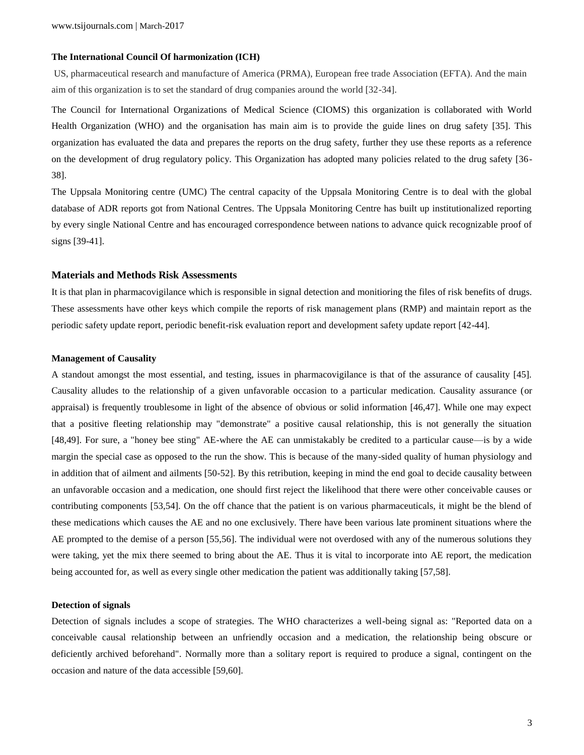**The International Council Of harmonization (ICH)**

US, pharmaceutical research and manufacture of America (PRMA), European free trade Association (EFTA). And the main aim of this organization is to set the standard of drug companies around the world [32-34].

The Council for International Organizations of Medical Science (CIOMS) this organization is collaborated with World Health Organization (WHO) and the organisation has main aim is to provide the guide lines on drug safety [35]. This organization has evaluated the data and prepares the reports on the drug safety, further they use these reports as a reference on the development of drug regulatory policy. This Organization has adopted many policies related to the drug safety [36-38].

The Uppsala Monitoring centre (UMC) The central capacity of the Uppsala Monitoring Centre is to deal with the global database of ADR reports got from National Centres. The Uppsala Monitoring Centre has built up institutionalized reporting by every single National Centre and has encouraged correspondence between nations to advance quick recognizable proof of signs [39-41].

## Materials and Methods Risk Assessments

It is that plan in pharmacovigilance which is responsible in signal detection and monitioring the files of risk benefits of drugs. These assessments have other keys which compile the reports of risk management plans (RMP) and maintain report as the periodic safety update report, periodic benefit-risk evaluation report and development safety update report [42-44].

**Management of Causality**

A standout amongst the most essential, and testing, issues in pharmacovigilance is that of the assurance of causality [45]. Causality alludes to the relationship of a given unfavorable occasion to a particular medication. Causality assurance (or appraisal) is frequently troublesome in light of the absence of obvious or solid information [46,47]. While one may expect that a positive fleeting relationship may "demonstrate" a positive causal relationship, this is not generally the situation [48,49]. For sure, a "honey bee sting" AE-where the AE can unmistakably be credited to a particular cause—is by a wide margin the special case as opposed to the run the show. This is because of the many-sided quality of human physiology and in addition that of ailment and ailments [50-52]. By this retribution, keeping in mind the end goal to decide causality between an unfavorable occasion and a medication, one should first reject the likelihood that there were other conceivable causes or contributing components [53,54]. On the off chance that the patient is on various pharmaceuticals, it might be the blend of these medications which causes the AE and no one exclusively. There have been various late prominent situations where the AE prompted to the demise of a person [55,56]. The individual were not overdosed with any of the numerous solutions they were taking, yet the mix there seemed to bring about the AE. Thus it is vital to incorporate into AE report, the medication being accounted for, as well as every single other medication the patient was additionally taking [57,58].

**Detection of signals**

Detection of signals includes a scope of strategies. The WHO characterizes a well-being signal as: "Reported data on a conceivable causal relationship between an unfriendly occasion and a medication, the relationship being obscure or deficiently archived beforehand". Normally more than a solitary report is required to produce a signal, contingent on the occasion and nature of the data accessible [59,60].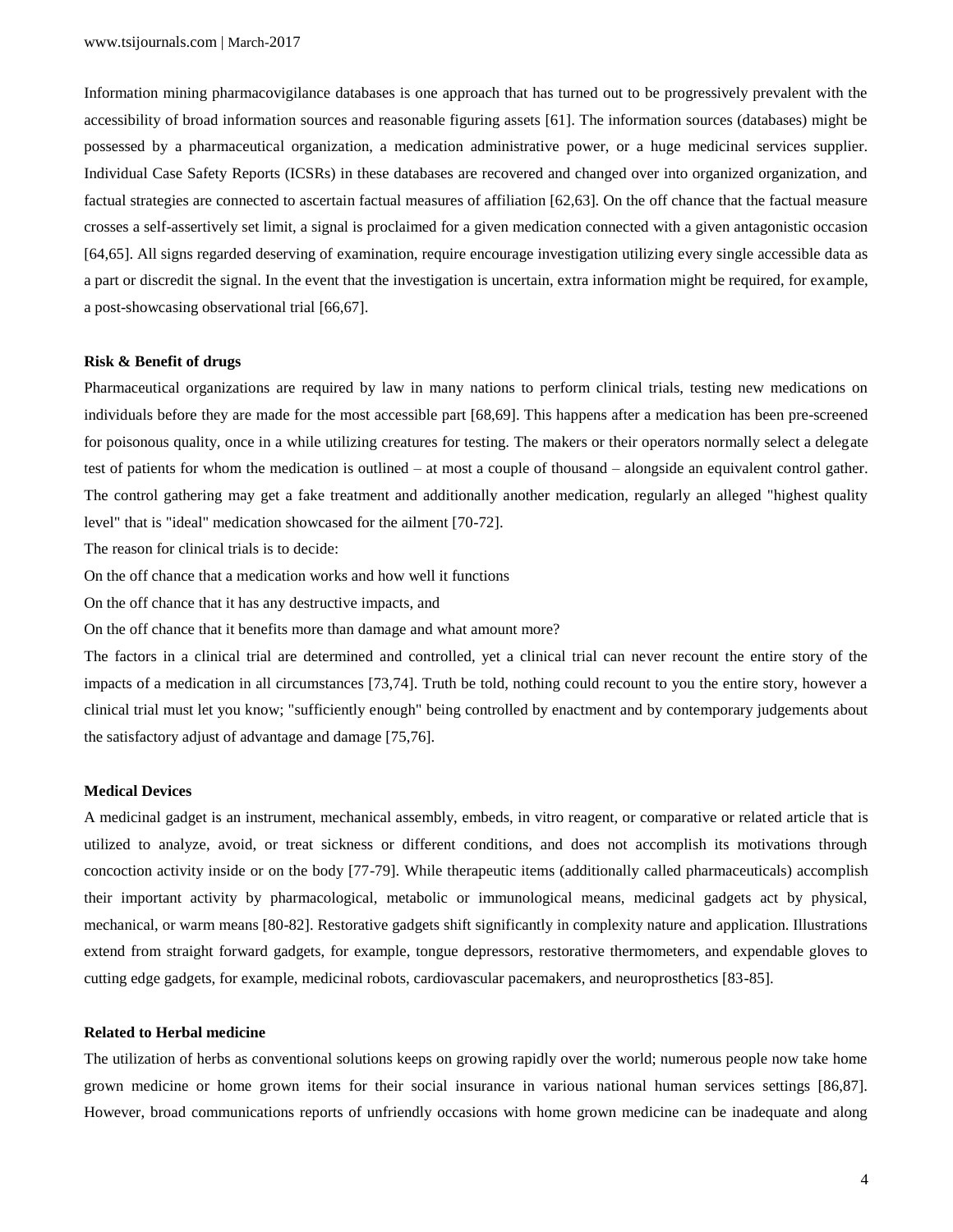Information mining pharmacovigilance databases is one approach that has turned out to be progressively prevalent with the accessibility of broad information sources and reasonable figuring assets [61]. The information sources (databases) might be possessed by a pharmaceutical organization, a medication administrative power, or a huge medicinal services supplier. Individual Case Safety Reports (ICSRs) in these databases are recovered and changed over into organized organization, and factual strategies are connected to ascertain factual measures of affiliation [62,63]. On the off chance that the factual measure crosses a self-assertively set limit, a signal is proclaimed for a given medication connected with a given antagonistic occasion [64,65]. All signs regarded deserving of examination, require encourage investigation utilizing every single accessible data as a part or discredit the signal. In the event that the investigation is uncertain, extra information might be required, for example, a post-showcasing observational trial [66,67].

**Risk & Benefit of drugs**

Pharmaceutical organizations are required by law in many nations to perform clinical trials, testing new medications on individuals before they are made for the most accessible part [68,69]. This happens after a medication has been pre-screened for poisonous quality, once in a while utilizing creatures for testing. The makers or their operators normally select a delegate test of patients for whom the medication is outlined – at most a couple of thousand – alongside an equivalent control gather. The control gathering may get a fake treatment and additionally another medication, regularly an alleged "highest quality level" that is "ideal" medication showcased for the ailment [70-72].

The reason for clinical trials is to decide:

On the off chance that a medication works and how well it functions

On the off chance that it has any destructive impacts, and

On the off chance that it benefits more than damage and what amount more?

The factors in a clinical trial are determined and controlled, yet a clinical trial can never recount the entire story of the impacts of a medication in all circumstances [73,74]. Truth be told, nothing could recount to you the entire story, however a clinical trial must let you know; "sufficiently enough" being controlled by enactment and by contemporary judgements about the satisfactory adjust of advantage and damage [75,76].

**Medical Devices**

A medicinal gadget is an instrument, mechanical assembly, embeds, in vitro reagent, or comparative or related article that is utilized to analyze, avoid, or treat sickness or different conditions, and does not accomplish its motivations through concoction activity inside or on the body [77-79]. While therapeutic items (additionally called pharmaceuticals) accomplish their important activity by pharmacological, metabolic or immunological means, medicinal gadgets act by physical, mechanical, or warm means [80-82]. Restorative gadgets shift significantly in complexity nature and application. Illustrations extend from straight forward gadgets, for example, tongue depressors, restorative thermometers, and expendable gloves to cutting edge gadgets, for example, medicinal robots, cardiovascular pacemakers, and neuroprosthetics [83-85].

**Related to Herbal medicine**

The utilization of herbs as conventional solutions keeps on growing rapidly over the world; numerous people now take home grown medicine or home grown items for their social insurance in various national human services settings [86,87]. However, broad communications reports of unfriendly occasions with home grown medicine can be inadequate and along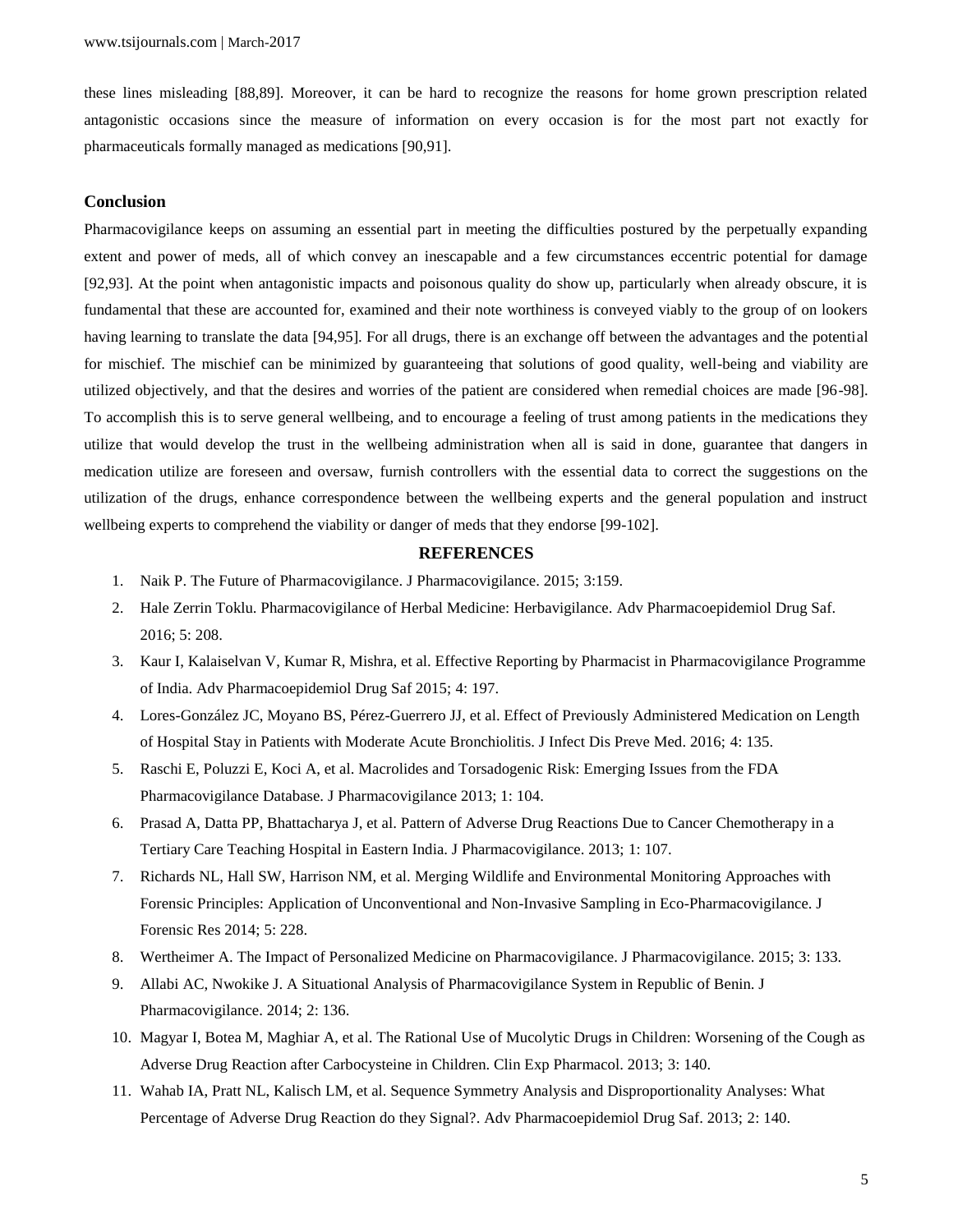these lines misleading [88,89]. Moreover, it can be hard to recognize the reasons for home grown prescription related antagonistic occasions since the measure of information on every occasion is for the most part not exactly for pharmaceuticals formally managed as medications [90,91].

## Conclusion

Pharmacovigilance keeps on assuming an essential part in meeting the difficulties postured by the perpetually expanding extent and power of meds, all of which convey an inescapable and a few circumstances eccentric potential for damage [92,93]. At the point when antagonistic impacts and poisonous quality do show up, particularly when already obscure, it is fundamental that these are accounted for, examined and their note worthiness is conveyed viably to the group of on lookers having learning to translate the data [94,95]. For all drugs, there is an exchange off between the advantages and the potential for mischief. The mischief can be minimized by guaranteeing that solutions of good quality, well-being and viability are utilized objectively, and that the desires and worries of the patient are considered when remedial choices are made [96-98]. To accomplish this is to serve general wellbeing, and to encourage a feeling of trust among patients in the medications they utilize that would develop the trust in the wellbeing administration when all is said in done, guarantee that dangers in medication utilize are foreseen and oversaw, furnish controllers with the essential data to correct the suggestions on the utilization of the drugs, enhance correspondence between the wellbeing experts and the general population and instruct wellbeing experts to comprehend the viability or danger of meds that they endorse [99-102].

## REFERENCES

1. Naik P. The Future of Pharmacovigilance. J Pharmacovigilance. 2015; 3:159.
2. Hale Zerrin Toklu. Pharmacovigilance of Herbal Medicine: Herbavigilance. Adv Pharmacoepidemiol Drug Saf. 2016; 5: 208.
3. Kaur I, Kalaiselvan V, Kumar R, Mishra, et al. Effective Reporting by Pharmacist in Pharmacovigilance Programme of India. Adv Pharmacoepidemiol Drug Saf 2015; 4: 197.
4. Lores-González JC, Moyano BS, Pérez-Guerrero JJ, et al. Effect of Previously Administered Medication on Length of Hospital Stay in Patients with Moderate Acute Bronchiolitis. J Infect Dis Preve Med. 2016; 4: 135.
5. Raschi E, Poluzzi E, Koci A, et al. Macrolides and Torsadogenic Risk: Emerging Issues from the FDA Pharmacovigilance Database. J Pharmacovigilance 2013; 1: 104.
6. Prasad A, Datta PP, Bhattacharya J, et al. Pattern of Adverse Drug Reactions Due to Cancer Chemotherapy in a Tertiary Care Teaching Hospital in Eastern India. J Pharmacovigilance. 2013; 1: 107.
7. Richards NL, Hall SW, Harrison NM, et al. Merging Wildlife and Environmental Monitoring Approaches with Forensic Principles: Application of Unconventional and Non-Invasive Sampling in Eco-Pharmacovigilance. J Forensic Res 2014; 5: 228.
8. Wertheimer A. The Impact of Personalized Medicine on Pharmacovigilance. J Pharmacovigilance. 2015; 3: 133.
9. Allabi AC, Nwokike J. A Situational Analysis of Pharmacovigilance System in Republic of Benin. J Pharmacovigilance. 2014; 2: 136.
10. Magyar I, Botea M, Maghiar A, et al. The Rational Use of Mucolytic Drugs in Children: Worsening of the Cough as Adverse Drug Reaction after Carbocysteine in Children. Clin Exp Pharmacol. 2013; 3: 140.
11. Wahab IA, Pratt NL, Kalisch LM, et al. Sequence Symmetry Analysis and Disproportionality Analyses: What Percentage of Adverse Drug Reaction do they Signal?. Adv Pharmacoepidemiol Drug Saf. 2013; 2: 140.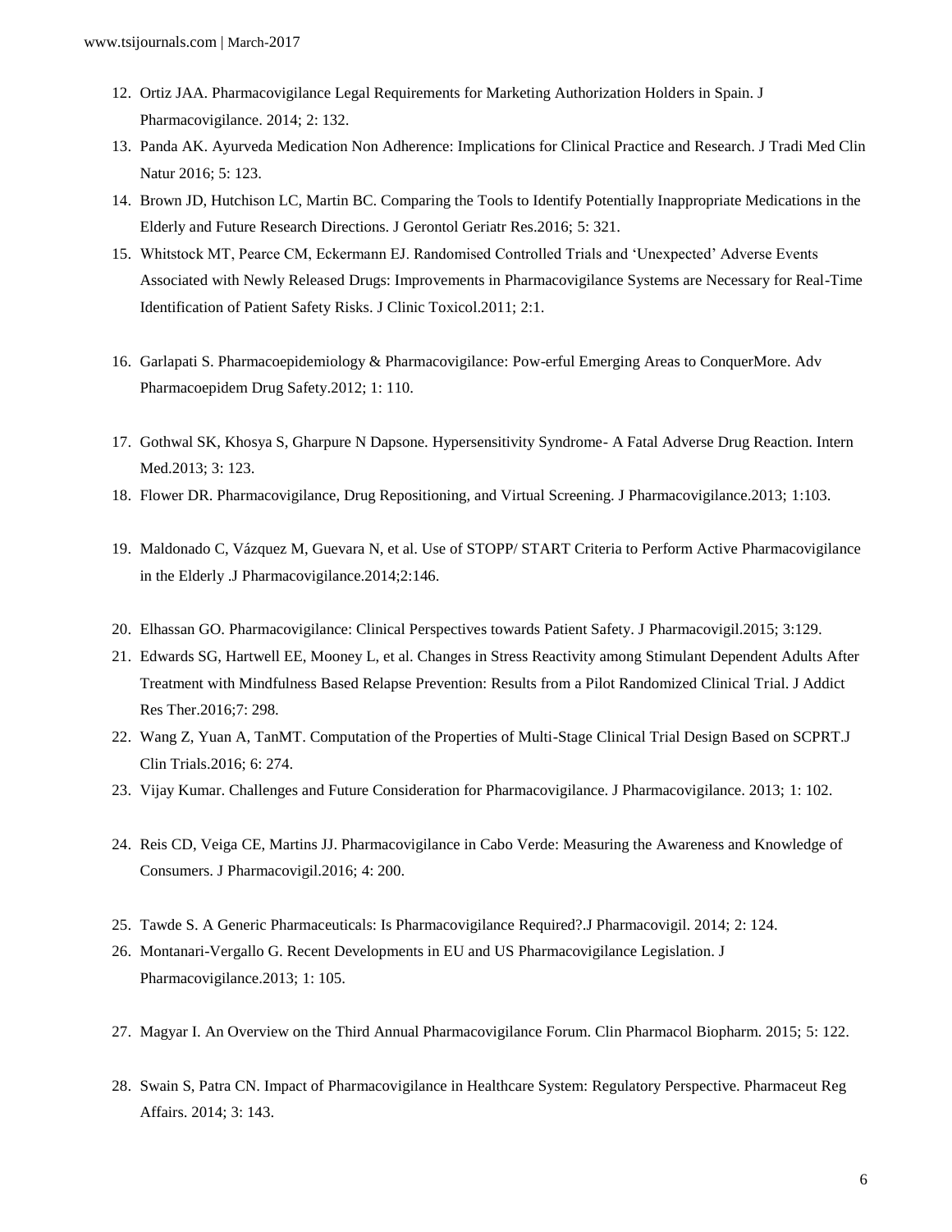12. Ortiz JAA. Pharmacovigilance Legal Requirements for Marketing Authorization Holders in Spain. J Pharmacovigilance. 2014; 2: 132.
13. Panda AK. Ayurveda Medication Non Adherence: Implications for Clinical Practice and Research. J Tradi Med Clin Natur 2016; 5: 123.
14. Brown JD, Hutchison LC, Martin BC. Comparing the Tools to Identify Potentially Inappropriate Medications in the Elderly and Future Research Directions. J Gerontol Geriatr Res.2016; 5: 321.
15. Whitstock MT, Pearce CM, Eckermann EJ. Randomised Controlled Trials and 'Unexpected' Adverse Events Associated with Newly Released Drugs: Improvements in Pharmacovigilance Systems are Necessary for Real-Time Identification of Patient Safety Risks. J Clinic Toxicol.2011; 2:1.
16. Garlapati S. Pharmacoepidemiology & Pharmacovigilance: Pow-erful Emerging Areas to ConquerMore. Adv Pharmacoepidem Drug Safety.2012; 1: 110.
17. Gothwal SK, Khosya S, Gharpure N Dapsone. Hypersensitivity Syndrome- A Fatal Adverse Drug Reaction. Intern Med.2013; 3: 123.
18. Flower DR. Pharmacovigilance, Drug Repositioning, and Virtual Screening. J Pharmacovigilance.2013; 1:103.
19. Maldonado C, Vázquez M, Guevara N, et al. Use of STOPP/ START Criteria to Perform Active Pharmacovigilance in the Elderly .J Pharmacovigilance.2014;2:146.
20. Elhassan GO. Pharmacovigilance: Clinical Perspectives towards Patient Safety. J Pharmacovigil.2015; 3:129.
21. Edwards SG, Hartwell EE, Mooney L, et al. Changes in Stress Reactivity among Stimulant Dependent Adults After Treatment with Mindfulness Based Relapse Prevention: Results from a Pilot Randomized Clinical Trial. J Addict Res Ther.2016;7: 298.
22. Wang Z, Yuan A, TanMT. Computation of the Properties of Multi-Stage Clinical Trial Design Based on SCPRT.J Clin Trials.2016; 6: 274.
23. Vijay Kumar. Challenges and Future Consideration for Pharmacovigilance. J Pharmacovigilance. 2013; 1: 102.
24. Reis CD, Veiga CE, Martins JJ. Pharmacovigilance in Cabo Verde: Measuring the Awareness and Knowledge of Consumers. J Pharmacovigil.2016; 4: 200.
25. Tawde S. A Generic Pharmaceuticals: Is Pharmacovigilance Required?.J Pharmacovigil. 2014; 2: 124.
26. Montanari-Vergallo G. Recent Developments in EU and US Pharmacovigilance Legislation. J Pharmacovigilance.2013; 1: 105.
27. Magyar I. An Overview on the Third Annual Pharmacovigilance Forum. Clin Pharmacol Biopharm. 2015; 5: 122.
28. Swain S, Patra CN. Impact of Pharmacovigilance in Healthcare System: Regulatory Perspective. Pharmaceut Reg Affairs. 2014; 3: 143.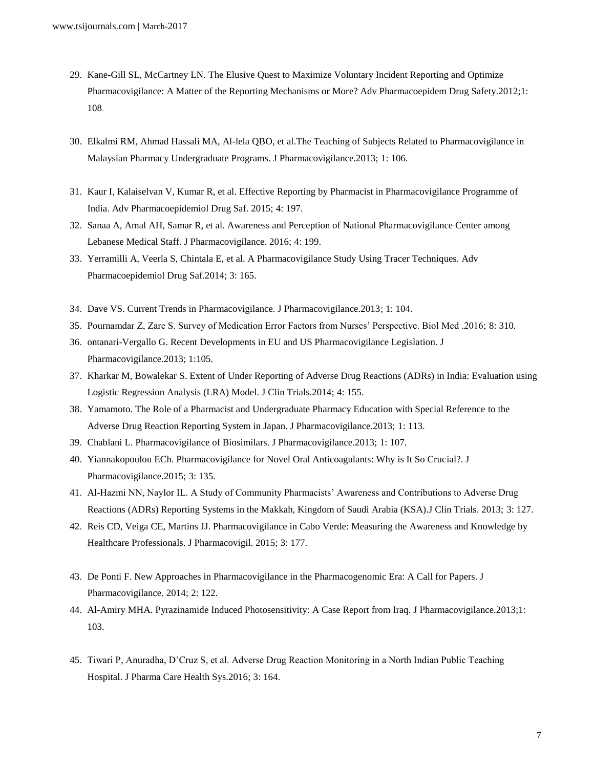29. Kane-Gill SL, McCartney LN. The Elusive Quest to Maximize Voluntary Incident Reporting and Optimize Pharmacovigilance: A Matter of the Reporting Mechanisms or More? Adv Pharmacoepidem Drug Safety.2012;1: 108.
30. Elkalmi RM, Ahmad Hassali MA, Al-lela QBO, et al.The Teaching of Subjects Related to Pharmacovigilance in Malaysian Pharmacy Undergraduate Programs. J Pharmacovigilance.2013; 1: 106.
31. Kaur I, Kalaiselvan V, Kumar R, et al. Effective Reporting by Pharmacist in Pharmacovigilance Programme of India. Adv Pharmacoepidemiol Drug Saf. 2015; 4: 197.
32. Sanaa A, Amal AH, Samar R, et al. Awareness and Perception of National Pharmacovigilance Center among Lebanese Medical Staff. J Pharmacovigilance. 2016; 4: 199.
33. Yerramilli A, Veerla S, Chintala E, et al. A Pharmacovigilance Study Using Tracer Techniques. Adv Pharmacoepidemiol Drug Saf.2014; 3: 165.
34. Dave VS. Current Trends in Pharmacovigilance. J Pharmacovigilance.2013; 1: 104.
35. Pournamdar Z, Zare S. Survey of Medication Error Factors from Nurses' Perspective. Biol Med .2016; 8: 310.
36. ontanari-Vergallo G. Recent Developments in EU and US Pharmacovigilance Legislation. J Pharmacovigilance.2013; 1:105.
37. Kharkar M, Bowalekar S. Extent of Under Reporting of Adverse Drug Reactions (ADRs) in India: Evaluation using Logistic Regression Analysis (LRA) Model. J Clin Trials.2014; 4: 155.
38. Yamamoto. The Role of a Pharmacist and Undergraduate Pharmacy Education with Special Reference to the Adverse Drug Reaction Reporting System in Japan. J Pharmacovigilance.2013; 1: 113.
39. Chablani L. Pharmacovigilance of Biosimilars. J Pharmacovigilance.2013; 1: 107.
40. Yiannakopoulou ECh. Pharmacovigilance for Novel Oral Anticoagulants: Why is It So Crucial?. J Pharmacovigilance.2015; 3: 135.
41. Al-Hazmi NN, Naylor IL. A Study of Community Pharmacists' Awareness and Contributions to Adverse Drug Reactions (ADRs) Reporting Systems in the Makkah, Kingdom of Saudi Arabia (KSA).J Clin Trials. 2013; 3: 127.
42. Reis CD, Veiga CE, Martins JJ. Pharmacovigilance in Cabo Verde: Measuring the Awareness and Knowledge by Healthcare Professionals. J Pharmacovigil. 2015; 3: 177.
43. De Ponti F. New Approaches in Pharmacovigilance in the Pharmacogenomic Era: A Call for Papers. J Pharmacovigilance. 2014; 2: 122.
44. Al-Amiry MHA. Pyrazinamide Induced Photosensitivity: A Case Report from Iraq. J Pharmacovigilance.2013;1: 103.
45. Tiwari P, Anuradha, D'Cruz S, et al. Adverse Drug Reaction Monitoring in a North Indian Public Teaching Hospital. J Pharma Care Health Sys.2016; 3: 164.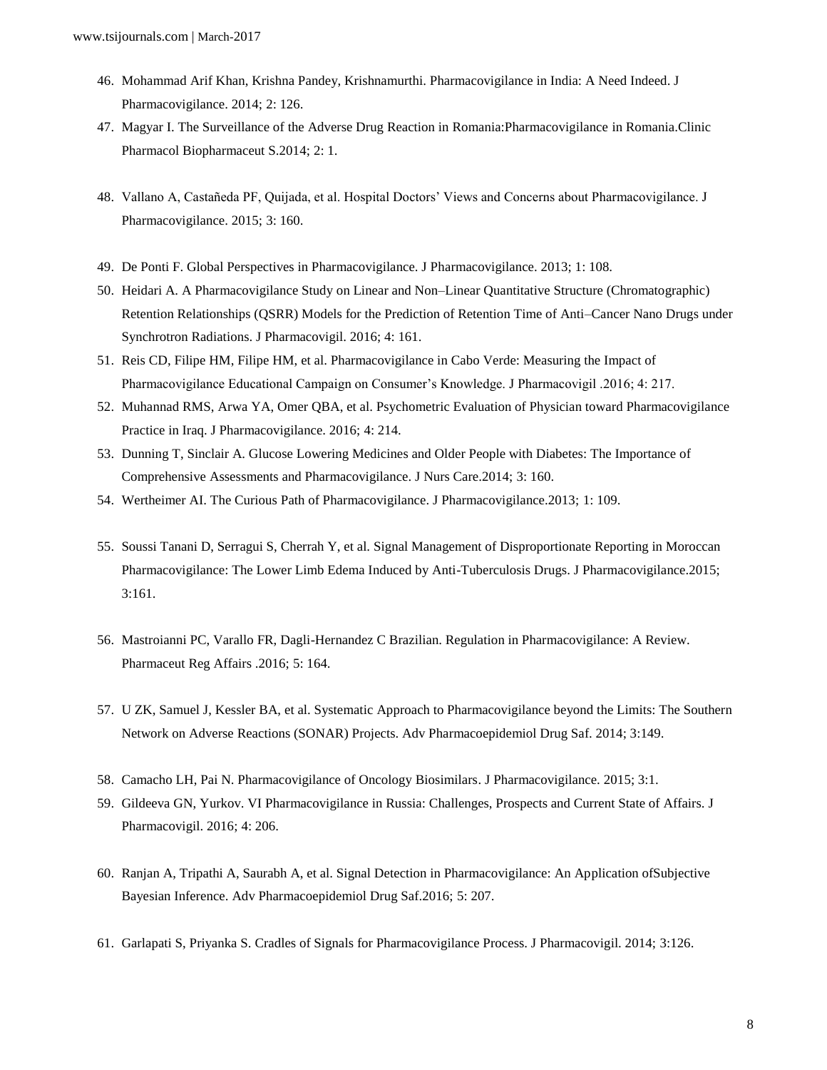46. Mohammad Arif Khan, Krishna Pandey, Krishnamurthi. Pharmacovigilance in India: A Need Indeed. J Pharmacovigilance. 2014; 2: 126.
47. Magyar I. The Surveillance of the Adverse Drug Reaction in Romania:Pharmacovigilance in Romania.Clinic Pharmacol Biopharmaceut S.2014; 2: 1.
48. Vallano A, Castañeda PF, Quijada, et al. Hospital Doctors' Views and Concerns about Pharmacovigilance. J Pharmacovigilance. 2015; 3: 160.
49. De Ponti F. Global Perspectives in Pharmacovigilance. J Pharmacovigilance. 2013; 1: 108.
50. Heidari A. A Pharmacovigilance Study on Linear and Non–Linear Quantitative Structure (Chromatographic) Retention Relationships (QSRR) Models for the Prediction of Retention Time of Anti–Cancer Nano Drugs under Synchrotron Radiations. J Pharmacovigil. 2016; 4: 161.
51. Reis CD, Filipe HM, Filipe HM, et al. Pharmacovigilance in Cabo Verde: Measuring the Impact of Pharmacovigilance Educational Campaign on Consumer's Knowledge. J Pharmacovigil .2016; 4: 217.
52. Muhannad RMS, Arwa YA, Omer QBA, et al. Psychometric Evaluation of Physician toward Pharmacovigilance Practice in Iraq. J Pharmacovigilance. 2016; 4: 214.
53. Dunning T, Sinclair A. Glucose Lowering Medicines and Older People with Diabetes: The Importance of Comprehensive Assessments and Pharmacovigilance. J Nurs Care.2014; 3: 160.
54. Wertheimer AI. The Curious Path of Pharmacovigilance. J Pharmacovigilance.2013; 1: 109.
55. Soussi Tanani D, Serragui S, Cherrah Y, et al. Signal Management of Disproportionate Reporting in Moroccan Pharmacovigilance: The Lower Limb Edema Induced by Anti-Tuberculosis Drugs. J Pharmacovigilance.2015; 3:161.
56. Mastroianni PC, Varallo FR, Dagli-Hernandez C Brazilian. Regulation in Pharmacovigilance: A Review. Pharmaceut Reg Affairs .2016; 5: 164.
57. U ZK, Samuel J, Kessler BA, et al. Systematic Approach to Pharmacovigilance beyond the Limits: The Southern Network on Adverse Reactions (SONAR) Projects. Adv Pharmacoepidemiol Drug Saf. 2014; 3:149.
58. Camacho LH, Pai N. Pharmacovigilance of Oncology Biosimilars. J Pharmacovigilance. 2015; 3:1.
59. Gildeeva GN, Yurkov. VI Pharmacovigilance in Russia: Challenges, Prospects and Current State of Affairs. J Pharmacovigil. 2016; 4: 206.
60. Ranjan A, Tripathi A, Saurabh A, et al. Signal Detection in Pharmacovigilance: An Application ofSubjective Bayesian Inference. Adv Pharmacoepidemiol Drug Saf.2016; 5: 207.
61. Garlapati S, Priyanka S. Cradles of Signals for Pharmacovigilance Process. J Pharmacovigil. 2014; 3:126.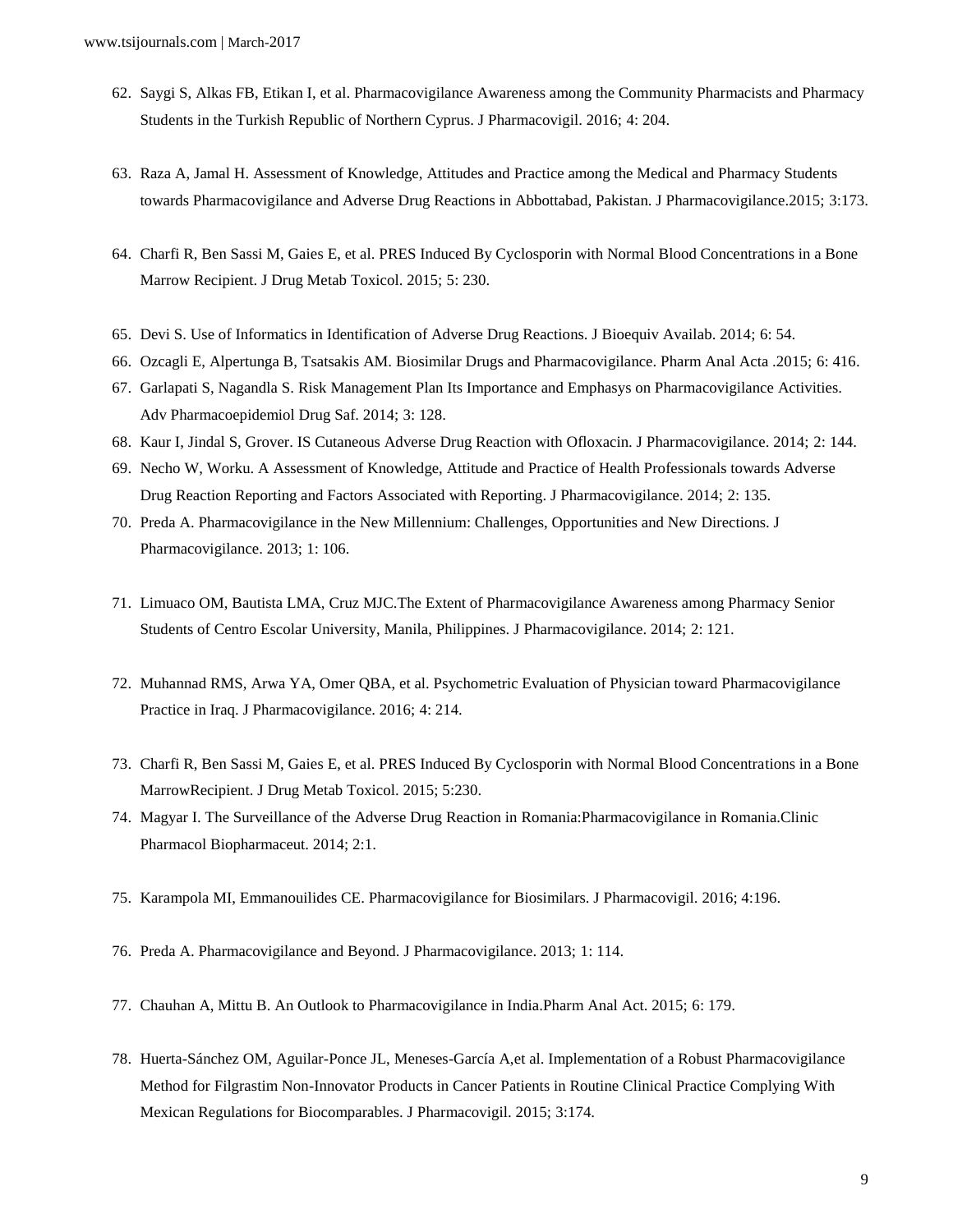62. Saygi S, Alkas FB, Etikan I, et al. Pharmacovigilance Awareness among the Community Pharmacists and Pharmacy Students in the Turkish Republic of Northern Cyprus. J Pharmacovigil. 2016; 4: 204.

63. Raza A, Jamal H. Assessment of Knowledge, Attitudes and Practice among the Medical and Pharmacy Students towards Pharmacovigilance and Adverse Drug Reactions in Abbottabad, Pakistan. J Pharmacovigilance.2015; 3:173.

64. Charfi R, Ben Sassi M, Gaies E, et al. PRES Induced By Cyclosporin with Normal Blood Concentrations in a Bone Marrow Recipient. J Drug Metab Toxicol. 2015; 5: 230.

65. Devi S. Use of Informatics in Identification of Adverse Drug Reactions. J Bioequiv Availab. 2014; 6: 54.
66. Ozcagli E, Alpertunga B, Tsatsakis AM. Biosimilar Drugs and Pharmacovigilance. Pharm Anal Acta .2015; 6: 416.
67. Garlapati S, Nagandla S. Risk Management Plan Its Importance and Emphasys on Pharmacovigilance Activities. Adv Pharmacoepidemiol Drug Saf. 2014; 3: 128.
68. Kaur I, Jindal S, Grover. IS Cutaneous Adverse Drug Reaction with Ofloxacin. J Pharmacovigilance. 2014; 2: 144.
69. Necho W, Worku. A Assessment of Knowledge, Attitude and Practice of Health Professionals towards Adverse Drug Reaction Reporting and Factors Associated with Reporting. J Pharmacovigilance. 2014; 2: 135.
70. Preda A. Pharmacovigilance in the New Millennium: Challenges, Opportunities and New Directions. J Pharmacovigilance. 2013; 1: 106.

71. Limuaco OM, Bautista LMA, Cruz MJC.The Extent of Pharmacovigilance Awareness among Pharmacy Senior Students of Centro Escolar University, Manila, Philippines. J Pharmacovigilance. 2014; 2: 121.

72. Muhannad RMS, Arwa YA, Omer QBA, et al. Psychometric Evaluation of Physician toward Pharmacovigilance Practice in Iraq. J Pharmacovigilance. 2016; 4: 214.

73. Charfi R, Ben Sassi M, Gaies E, et al. PRES Induced By Cyclosporin with Normal Blood Concentrations in a Bone MarrowRecipient. J Drug Metab Toxicol. 2015; 5:230.
74. Magyar I. The Surveillance of the Adverse Drug Reaction in Romania:Pharmacovigilance in Romania.Clinic Pharmacol Biopharmaceut. 2014; 2:1.

75. Karampola MI, Emmanouilides CE. Pharmacovigilance for Biosimilars. J Pharmacovigil. 2016; 4:196.

76. Preda A. Pharmacovigilance and Beyond. J Pharmacovigilance. 2013; 1: 114.

77. Chauhan A, Mittu B. An Outlook to Pharmacovigilance in India.Pharm Anal Act. 2015; 6: 179.

78. Huerta-Sánchez OM, Aguilar-Ponce JL, Meneses-García A,et al. Implementation of a Robust Pharmacovigilance Method for Filgrastim Non-Innovator Products in Cancer Patients in Routine Clinical Practice Complying With Mexican Regulations for Biocomparables. J Pharmacovigil. 2015; 3:174.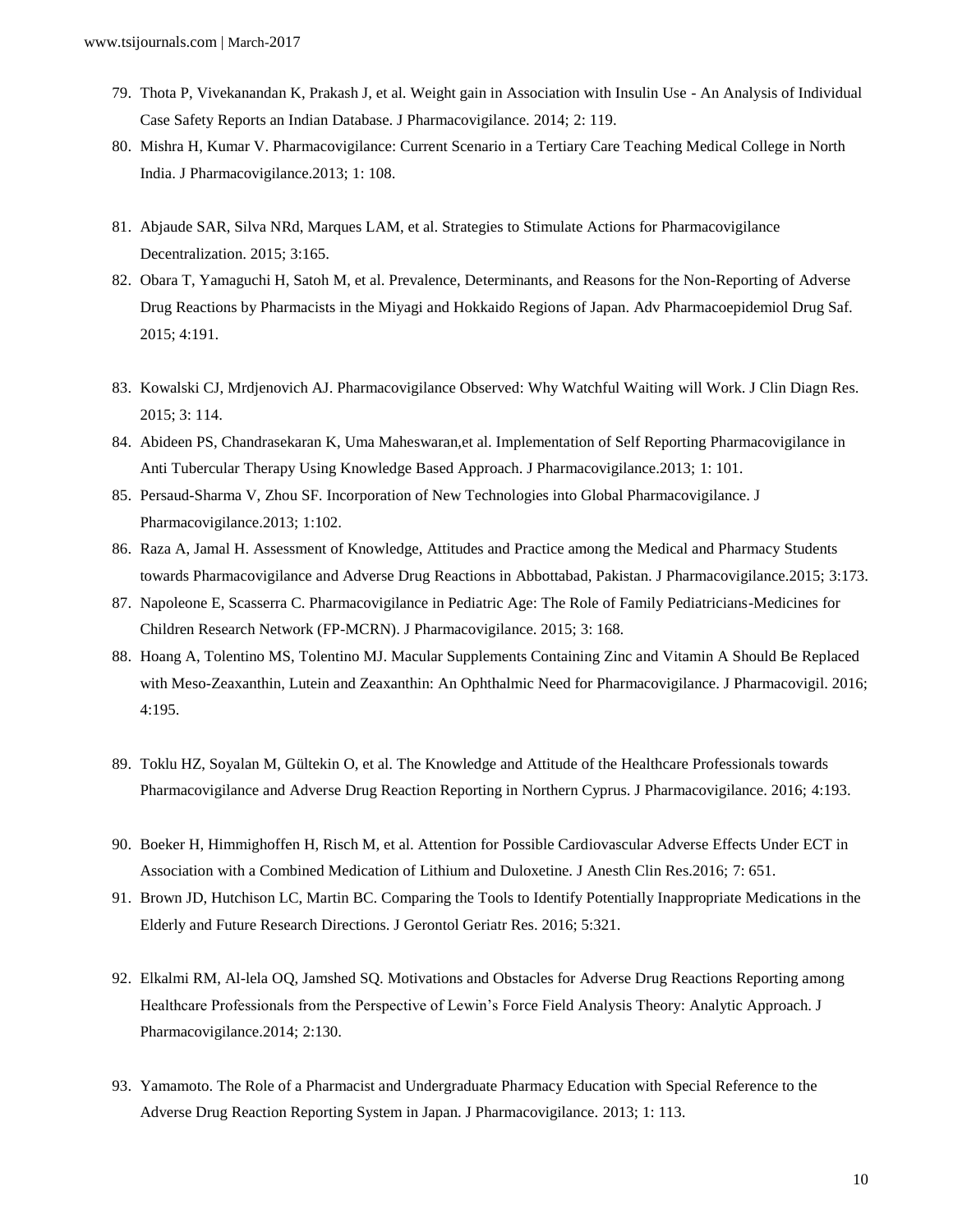79. Thota P, Vivekanandan K, Prakash J, et al. Weight gain in Association with Insulin Use - An Analysis of Individual Case Safety Reports an Indian Database. J Pharmacovigilance. 2014; 2: 119.
80. Mishra H, Kumar V. Pharmacovigilance: Current Scenario in a Tertiary Care Teaching Medical College in North India. J Pharmacovigilance.2013; 1: 108.
81. Abjaude SAR, Silva NRd, Marques LAM, et al. Strategies to Stimulate Actions for Pharmacovigilance Decentralization. 2015; 3:165.
82. Obara T, Yamaguchi H, Satoh M, et al. Prevalence, Determinants, and Reasons for the Non-Reporting of Adverse Drug Reactions by Pharmacists in the Miyagi and Hokkaido Regions of Japan. Adv Pharmacoepidemiol Drug Saf. 2015; 4:191.
83. Kowalski CJ, Mrdjenovich AJ. Pharmacovigilance Observed: Why Watchful Waiting will Work. J Clin Diagn Res. 2015; 3: 114.
84. Abideen PS, Chandrasekaran K, Uma Maheswaran,et al. Implementation of Self Reporting Pharmacovigilance in Anti Tubercular Therapy Using Knowledge Based Approach. J Pharmacovigilance.2013; 1: 101.
85. Persaud-Sharma V, Zhou SF. Incorporation of New Technologies into Global Pharmacovigilance. J Pharmacovigilance.2013; 1:102.
86. Raza A, Jamal H. Assessment of Knowledge, Attitudes and Practice among the Medical and Pharmacy Students towards Pharmacovigilance and Adverse Drug Reactions in Abbottabad, Pakistan. J Pharmacovigilance.2015; 3:173.
87. Napoleone E, Scasserra C. Pharmacovigilance in Pediatric Age: The Role of Family Pediatricians-Medicines for Children Research Network (FP-MCRN). J Pharmacovigilance. 2015; 3: 168.
88. Hoang A, Tolentino MS, Tolentino MJ. Macular Supplements Containing Zinc and Vitamin A Should Be Replaced with Meso-Zeaxanthin, Lutein and Zeaxanthin: An Ophthalmic Need for Pharmacovigilance. J Pharmacovigil. 2016; 4:195.
89. Toklu HZ, Soyalan M, Gültekin O, et al. The Knowledge and Attitude of the Healthcare Professionals towards Pharmacovigilance and Adverse Drug Reaction Reporting in Northern Cyprus. J Pharmacovigilance. 2016; 4:193.
90. Boeker H, Himmighoffen H, Risch M, et al. Attention for Possible Cardiovascular Adverse Effects Under ECT in Association with a Combined Medication of Lithium and Duloxetine. J Anesth Clin Res.2016; 7: 651.
91. Brown JD, Hutchison LC, Martin BC. Comparing the Tools to Identify Potentially Inappropriate Medications in the Elderly and Future Research Directions. J Gerontol Geriatr Res. 2016; 5:321.
92. Elkalmi RM, Al-lela OQ, Jamshed SQ. Motivations and Obstacles for Adverse Drug Reactions Reporting among Healthcare Professionals from the Perspective of Lewin's Force Field Analysis Theory: Analytic Approach. J Pharmacovigilance.2014; 2:130.
93. Yamamoto. The Role of a Pharmacist and Undergraduate Pharmacy Education with Special Reference to the Adverse Drug Reaction Reporting System in Japan. J Pharmacovigilance. 2013; 1: 113.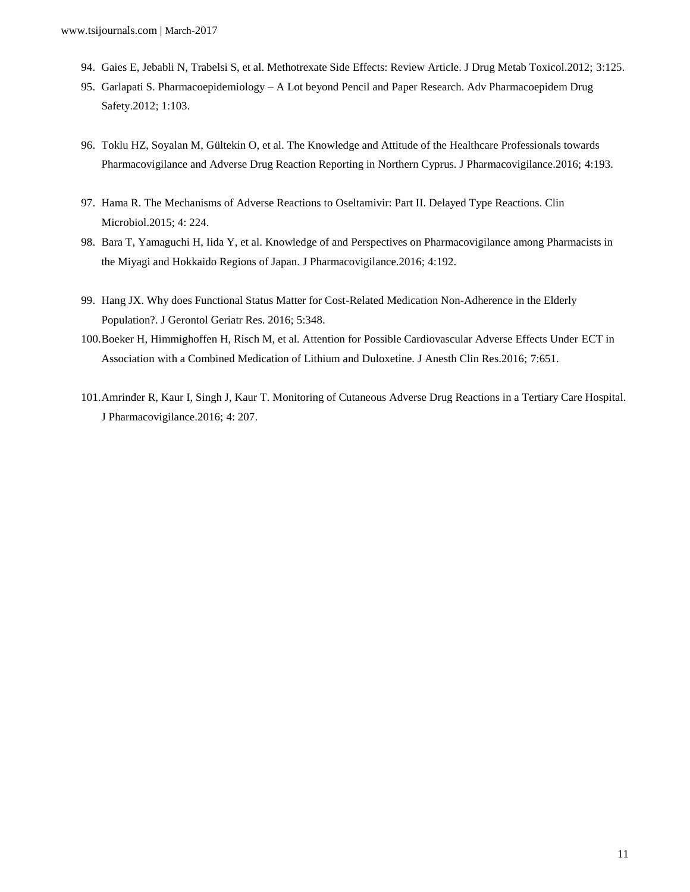94. Gaies E, Jebabli N, Trabelsi S, et al. Methotrexate Side Effects: Review Article. J Drug Metab Toxicol.2012; 3:125.
95. Garlapati S. Pharmacoepidemiology – A Lot beyond Pencil and Paper Research. Adv Pharmacoepidem Drug Safety.2012; 1:103.
96. Toklu HZ, Soyalan M, Gültekin O, et al. The Knowledge and Attitude of the Healthcare Professionals towards Pharmacovigilance and Adverse Drug Reaction Reporting in Northern Cyprus. J Pharmacovigilance.2016; 4:193.
97. Hama R. The Mechanisms of Adverse Reactions to Oseltamivir: Part II. Delayed Type Reactions. Clin Microbiol.2015; 4: 224.
98. Bara T, Yamaguchi H, Iida Y, et al. Knowledge of and Perspectives on Pharmacovigilance among Pharmacists in the Miyagi and Hokkaido Regions of Japan. J Pharmacovigilance.2016; 4:192.
99. Hang JX. Why does Functional Status Matter for Cost-Related Medication Non-Adherence in the Elderly Population?. J Gerontol Geriatr Res. 2016; 5:348.
100. Boeker H, Himmighoffen H, Risch M, et al. Attention for Possible Cardiovascular Adverse Effects Under ECT in Association with a Combined Medication of Lithium and Duloxetine. J Anesth Clin Res.2016; 7:651.
101. Amrinder R, Kaur I, Singh J, Kaur T. Monitoring of Cutaneous Adverse Drug Reactions in a Tertiary Care Hospital. J Pharmacovigilance.2016; 4: 207.